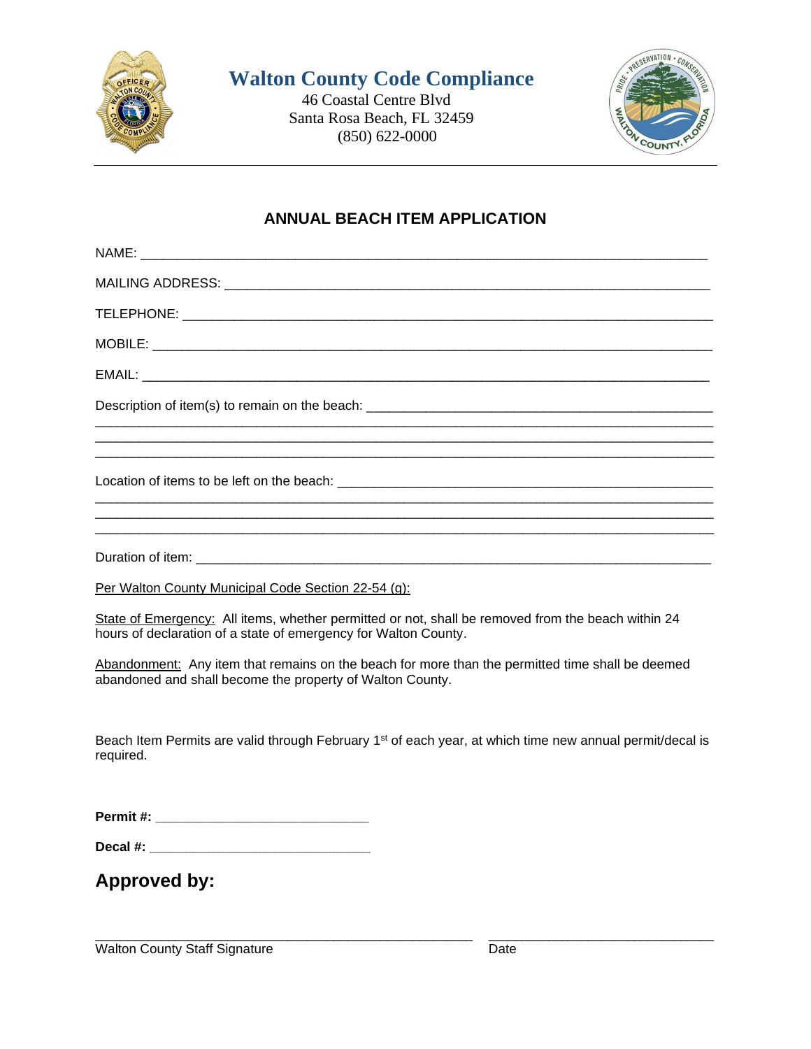# Walton County Code Compliance

46 Coastal Centre Blvd
Santa Rosa Beach, FL 32459
(850) 622-0000

## ANNUAL BEACH ITEM APPLICATION

NAME: ___________________________________________________________________________

MAILING ADDRESS: _________________________________________________________________

TELEPHONE: ______________________________________________________________________

MOBILE: _________________________________________________________________________

EMAIL: __________________________________________________________________________

Description of item(s) to remain on the beach: ________________________________________
_____________________________________________________________________________________
_____________________________________________________________________________________
_____________________________________________________________________________________

Location of items to be left on the beach: ____________________________________________
_____________________________________________________________________________________
_____________________________________________________________________________________
_____________________________________________________________________________________

Duration of item: _______________________________________________________________

Per Walton County Municipal Code Section 22-54 (g):

State of Emergency: All items, whether permitted or not, shall be removed from the beach within 24 hours of declaration of a state of emergency for Walton County.

Abandonment: Any item that remains on the beach for more than the permitted time shall be deemed abandoned and shall become the property of Walton County.

Beach Item Permits are valid through February 1st of each year, at which time new annual permit/decal is required.

**Permit #:** ____________________________

**Decal #:** ____________________________

## Approved by:

_____________________________________________ ____________________________
Walton County Staff Signature Date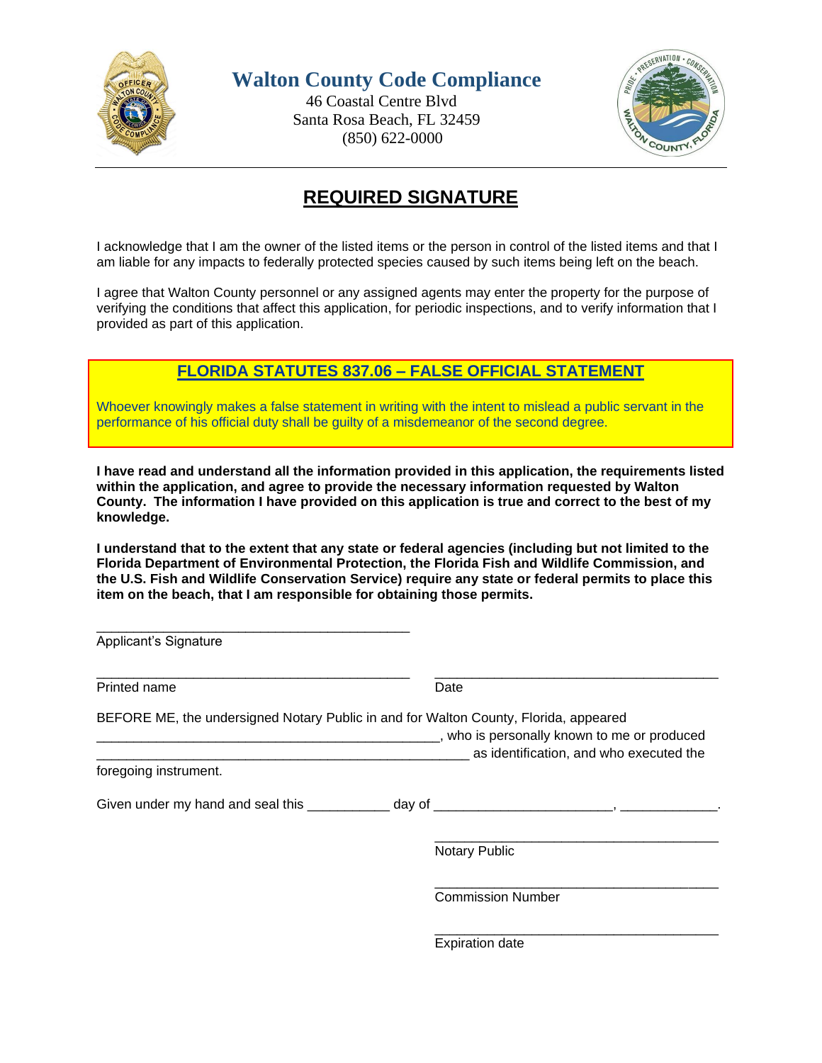# Walton County Code Compliance

46 Coastal Centre Blvd
Santa Rosa Beach, FL 32459
(850) 622-0000

## REQUIRED SIGNATURE

I acknowledge that I am the owner of the listed items or the person in control of the listed items and that I am liable for any impacts to federally protected species caused by such items being left on the beach.

I agree that Walton County personnel or any assigned agents may enter the property for the purpose of verifying the conditions that affect this application, for periodic inspections, and to verify information that I provided as part of this application.

### FLORIDA STATUTES 837.06 – FALSE OFFICIAL STATEMENT

Whoever knowingly makes a false statement in writing with the intent to mislead a public servant in the performance of his official duty shall be guilty of a misdemeanor of the second degree.

**I have read and understand all the information provided in this application, the requirements listed within the application, and agree to provide the necessary information requested by Walton County. The information I have provided on this application is true and correct to the best of my knowledge.**

**I understand that to the extent that any state or federal agencies (including but not limited to the Florida Department of Environmental Protection, the Florida Fish and Wildlife Commission, and the U.S. Fish and Wildlife Conservation Service) require any state or federal permits to place this item on the beach, that I am responsible for obtaining those permits.**

___________________________________________
Applicant's Signature

___________________________________________ ______________________________________
Printed name Date

BEFORE ME, the undersigned Notary Public in and for Walton County, Florida, appeared _______________________________________________, who is personally known to me or produced ___________________________________________________ as identification, and who executed the foregoing instrument.

Given under my hand and seal this ___________ day of _______________________, _____________.

______________________________________
Notary Public

______________________________________
Commission Number

______________________________________
Expiration date